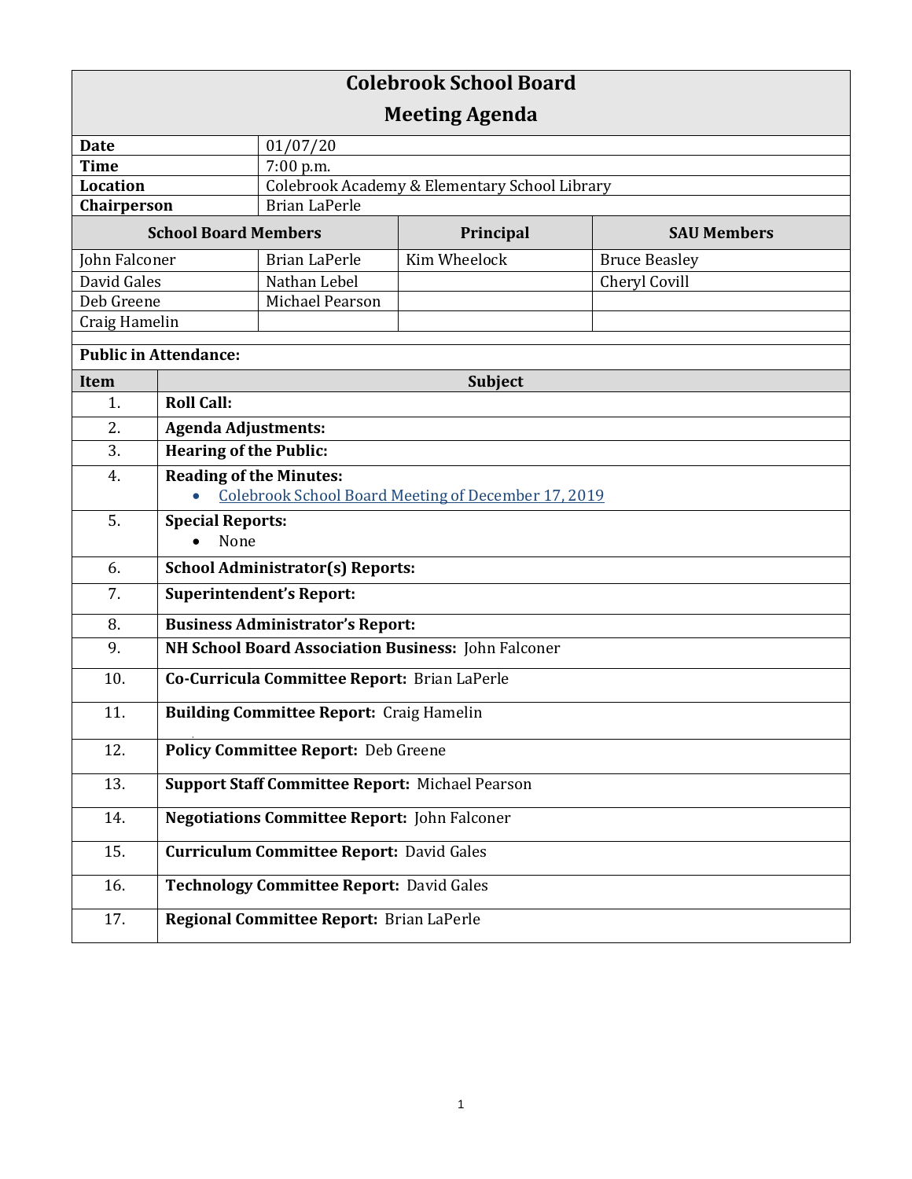# Colebrook School Board

## Meeting Agenda

| | |
|---|---|
| **Date** | 01/07/20 |
| **Time** | 7:00 p.m. |
| **Location** | Colebrook Academy & Elementary School Library |
| **Chairperson** | Brian LaPerle |

| **School Board Members** | | **Principal** | **SAU Members** |
|---|---|---|---|
| John Falconer | Brian LaPerle | Kim Wheelock | Bruce Beasley |
| David Gales | Nathan Lebel | | Cheryl Covill |
| Deb Greene | Michael Pearson | | |
| Craig Hamelin | | | |

**Public in Attendance:**

| **Item** | **Subject** |
|---|---|
| 1. | **Roll Call:** |
| 2. | **Agenda Adjustments:** |
| 3. | **Hearing of the Public:** |
| 4. | **Reading of the Minutes:** <br> • Colebrook School Board Meeting of December 17, 2019 |
| 5. | **Special Reports:** <br> • None |
| 6. | **School Administrator(s) Reports:** |
| 7. | **Superintendent's Report:** |
| 8. | **Business Administrator's Report:** |
| 9. | **NH School Board Association Business:** John Falconer |
| 10. | **Co-Curricula Committee Report:** Brian LaPerle |
| 11. | **Building Committee Report:** Craig Hamelin |
| 12. | **Policy Committee Report:** Deb Greene |
| 13. | **Support Staff Committee Report:** Michael Pearson |
| 14. | **Negotiations Committee Report:** John Falconer |
| 15. | **Curriculum Committee Report:** David Gales |
| 16. | **Technology Committee Report:** David Gales |
| 17. | **Regional Committee Report:** Brian LaPerle |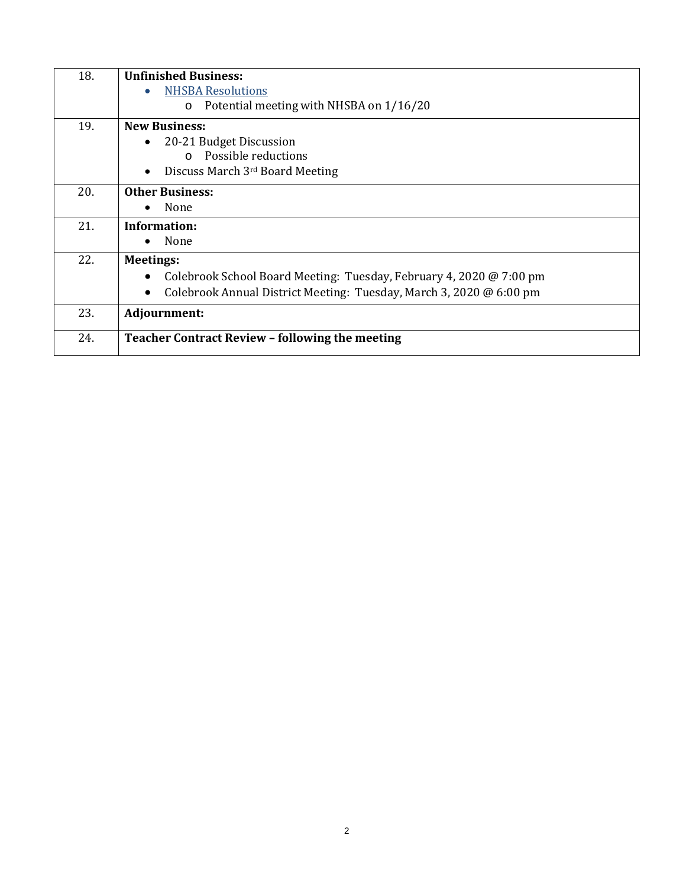| | |
|---|---|
| 18. | **Unfinished Business:**<br>• NHSBA Resolutions<br>  o Potential meeting with NHSBA on 1/16/20 |
| 19. | **New Business:**<br>• 20-21 Budget Discussion<br>  o Possible reductions<br>• Discuss March 3rd Board Meeting |
| 20. | **Other Business:**<br>• None |
| 21. | **Information:**<br>• None |
| 22. | **Meetings:**<br>• Colebrook School Board Meeting: Tuesday, February 4, 2020 @ 7:00 pm<br>• Colebrook Annual District Meeting: Tuesday, March 3, 2020 @ 6:00 pm |
| 23. | **Adjournment:** |
| 24. | **Teacher Contract Review – following the meeting** |